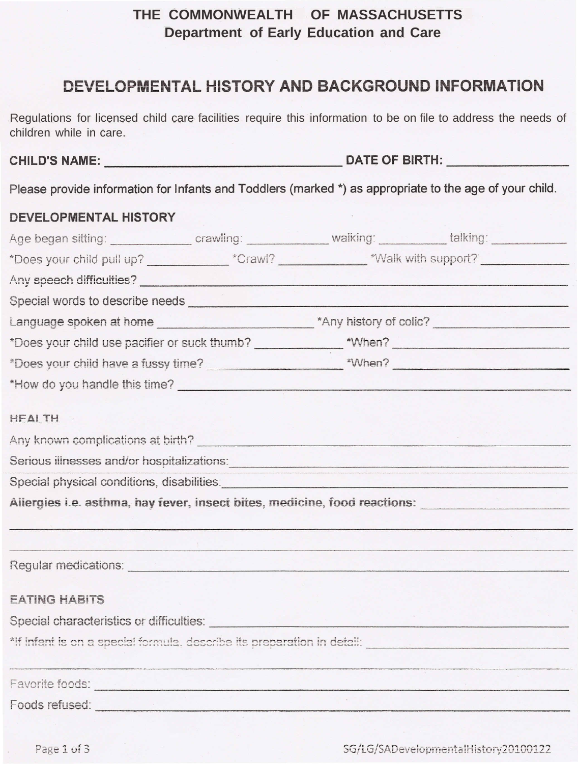**THE COMMONWEALTH OF MASSACHUSETTS**
**Department of Early Education and Care**

# DEVELOPMENTAL HISTORY AND BACKGROUND INFORMATION

Regulations for licensed child care facilities require this information to be on file to address the needs of children while in care.

**CHILD'S NAME:** ______________________________ **DATE OF BIRTH:** ______________

Please provide information for Infants and Toddlers (marked *) as appropriate to the age of your child.

## DEVELOPMENTAL HISTORY

Age began sitting: __________ crawling: __________ walking: __________ talking: __________

*Does your child pull up? __________ *Crawl? __________ *Walk with support? __________

Any speech difficulties? ______________________________

Special words to describe needs ______________________________

Language spoken at home ____________________ *Any history of colic? ____________________

*Does your child use pacifier or suck thumb? __________ *When? ____________________

*Does your child have a fussy time? ____________________ *When? ____________________

*How do you handle this time? ______________________________

## HEALTH

Any known complications at birth? ______________________________

Serious illnesses and/or hospitalizations: ______________________________

Special physical conditions, disabilities: ______________________________

**Allergies i.e. asthma, hay fever, insect bites, medicine, food reactions:** ____________________

______________________________________________________________

______________________________________________________________

Regular medications: ______________________________

## EATING HABITS

Special characteristics or difficulties: ______________________________

*If infant is on a special formula, describe its preparation in detail: ____________________

______________________________________________________________

Favorite foods: ______________________________

Foods refused: ______________________________

SG/LG/SADevelopmentalHistory20100122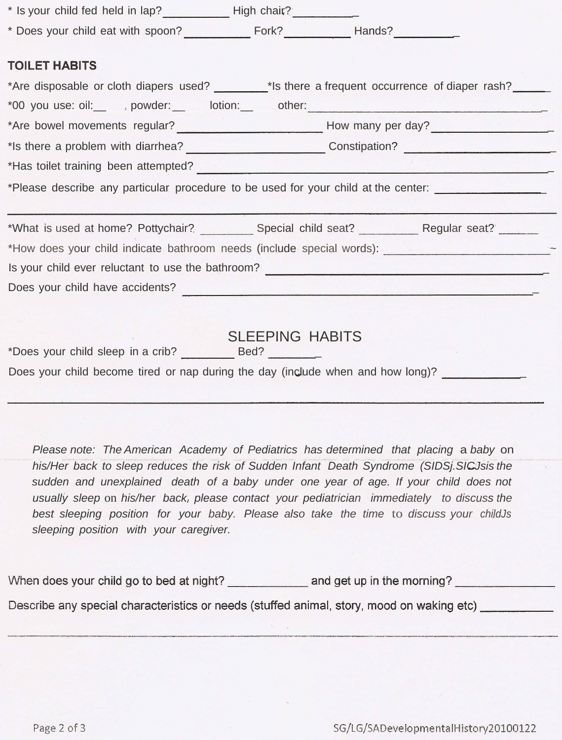* Is your child fed held in lap?__________ High chair?__________
* Does your child eat with spoon?__________ Fork?__________ Hands?__________

## TOILET HABITS

*Are disposable or cloth diapers used? ________*Is there a frequent occurrence of diaper rash?______

*00 you use: oil:__ , powder:__ lotion:__ other:______________________________________

*Are bowel movements regular? ______________________ How many per day?__________________

*Is there a problem with diarrhea? _____________________ Constipation? ________________________

*Has toilet training been attempted? _____________________________________________________

*Please describe any particular procedure to be used for your child at the center: _________________

___________________________________________________________________________________

*What is used at home? Pottychair? ________ Special child seat? _________ Regular seat? ______

*How does your child indicate bathroom needs (include special words): __________________________

Is your child ever reluctant to use the bathroom? ____________________________________________

Does your child have accidents? ______________________________________________________

## SLEEPING HABITS

*Does your child sleep in a crib? ________ Bed? ________

Does your child become tired or nap during the day (include when and how long)? ____________

___________________________________________________________________________________

*Please note: The American Academy of Pediatrics has determined that placing a baby on his/Her back to sleep reduces the risk of Sudden Infant Death Syndrome (SIDSj.SICJsis the sudden and unexplained death of a baby under one year of age. If your child does not usually sleep on his/her back, please contact your pediatrician immediately to discuss the best sleeping position for your baby. Please also take the time to discuss your childJs sleeping position with your caregiver.*

When does your child go to bed at night? ____________ and get up in the morning? _______________

Describe any special characteristics or needs (stuffed animal, story, mood on waking etc) ___________

___________________________________________________________________________________

SG/LG/SADevelopmentalHistory20100122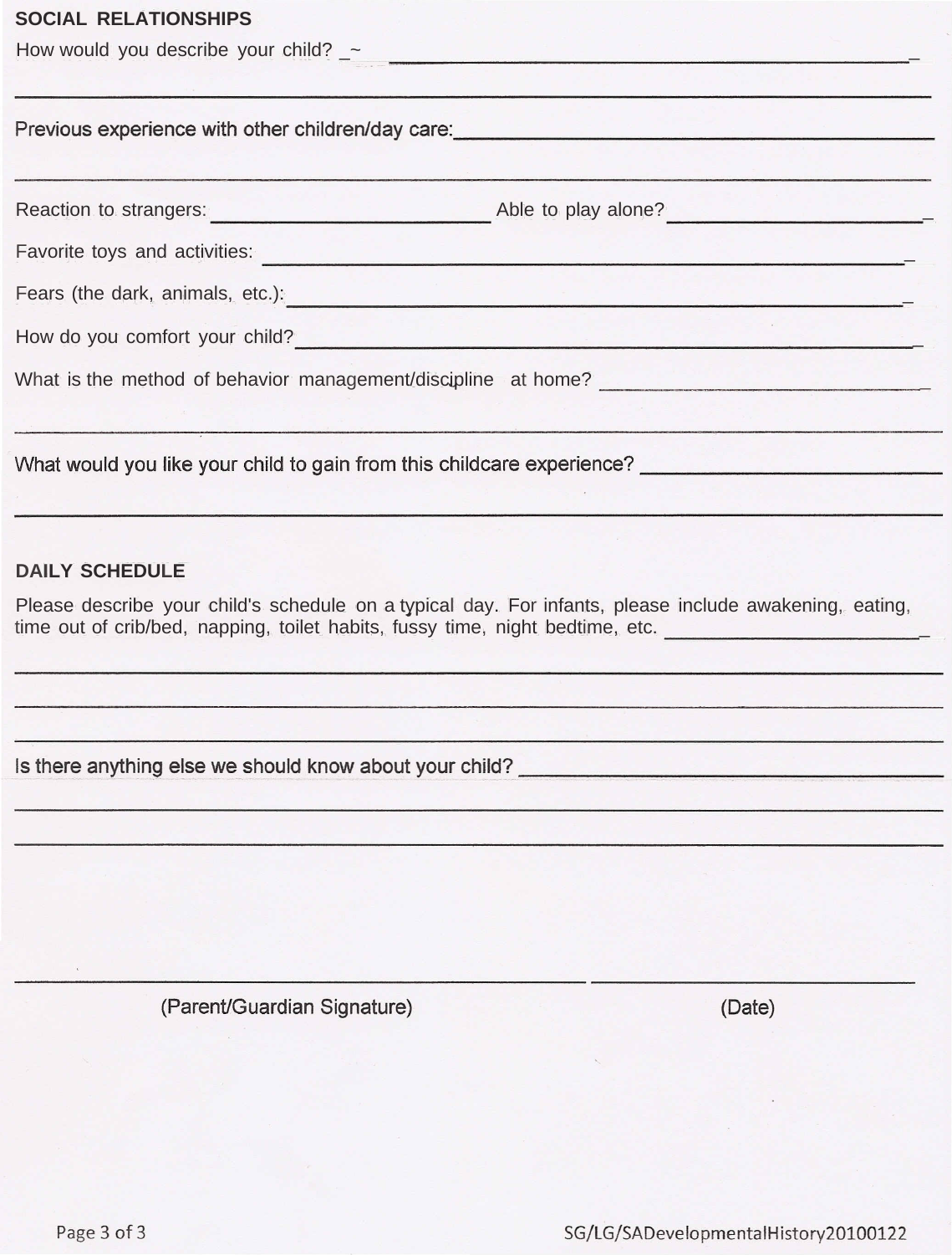## SOCIAL RELATIONSHIPS

How would you describe your child? _______________________________________________

_______________________________________________________________________________

Previous experience with other children/day care: ____________________________________

_______________________________________________________________________________

Reaction to strangers: ______________________ Able to play alone? ______________________

Favorite toys and activities: ____________________________________________________

Fears (the dark, animals, etc.): __________________________________________________

How do you comfort your child? _________________________________________________

What is the method of behavior management/discipline at home? ______________________

_______________________________________________________________________________

What would you like your child to gain from this childcare experience? __________________

_______________________________________________________________________________

## DAILY SCHEDULE

Please describe your child's schedule on a typical day. For infants, please include awakening, eating, time out of crib/bed, napping, toilet habits, fussy time, night bedtime, etc. ______________________

_______________________________________________________________________________

_______________________________________________________________________________

_______________________________________________________________________________

Is there anything else we should know about your child? _____________________________

_______________________________________________________________________________

_______________________________________________________________________________

_______________________________________________ ______________________________

(Parent/Guardian Signature) (Date)

SG/LG/SADevelopmentalHistory20100122